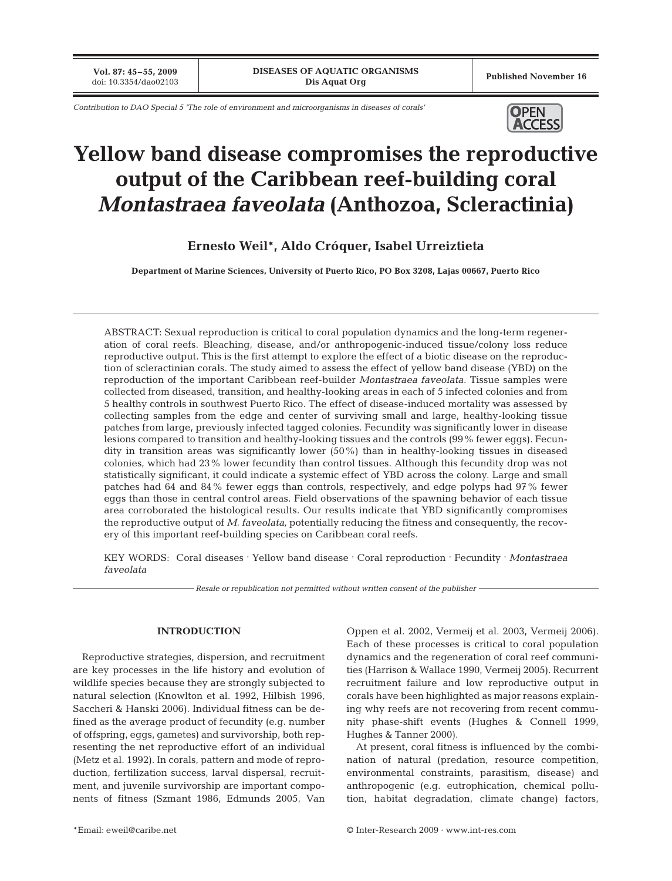Contribution to DAO Special 5 'The role of environment and microorganisms in diseases of corals'

# Yellow band disease compromises the reproductive output of the Caribbean reef-building coral *Montastraea faveolata* (Anthozoa, Scleractinia)

**Ernesto Weil\*, Aldo Cróquer, Isabel Urreiztieta**

**Department of Marine Sciences, University of Puerto Rico, PO Box 3208, Lajas 00667, Puerto Rico**

ABSTRACT: Sexual reproduction is critical to coral population dynamics and the long-term regeneration of coral reefs. Bleaching, disease, and/or anthropogenic-induced tissue/colony loss reduce reproductive output. This is the first attempt to explore the effect of a biotic disease on the reproduction of scleractinian corals. The study aimed to assess the effect of yellow band disease (YBD) on the reproduction of the important Caribbean reef-builder *Montastraea faveolata.* Tissue samples were collected from diseased, transition, and healthy-looking areas in each of 5 infected colonies and from 5 healthy controls in southwest Puerto Rico. The effect of disease-induced mortality was assessed by collecting samples from the edge and center of surviving small and large, healthy-looking tissue patches from large, previously infected tagged colonies. Fecundity was significantly lower in disease lesions compared to transition and healthy-looking tissues and the controls (99% fewer eggs). Fecundity in transition areas was significantly lower (50%) than in healthy-looking tissues in diseased colonies, which had 23% lower fecundity than control tissues. Although this fecundity drop was not statistically significant, it could indicate a systemic effect of YBD across the colony. Large and small patches had 64 and 84% fewer eggs than controls, respectively, and edge polyps had 97% fewer eggs than those in central control areas. Field observations of the spawning behavior of each tissue area corroborated the histological results. Our results indicate that YBD significantly compromises the reproductive output of *M. faveolata,* potentially reducing the fitness and consequently, the recovery of this important reef-building species on Caribbean coral reefs.

KEY WORDS: Coral diseases · Yellow band disease · Coral reproduction · Fecundity · *Montastraea faveolata*

*Resale or republication not permitted without written consent of the publisher*

## INTRODUCTION

Reproductive strategies, dispersion, and recruitment are key processes in the life history and evolution of wildlife species because they are strongly subjected to natural selection (Knowlton et al. 1992, Hilbish 1996, Saccheri & Hanski 2006). Individual fitness can be defined as the average product of fecundity (e.g. number of offspring, eggs, gametes) and survivorship, both representing the net reproductive effort of an individual (Metz et al. 1992). In corals, pattern and mode of reproduction, fertilization success, larval dispersal, recruitment, and juvenile survivorship are important components of fitness (Szmant 1986, Edmunds 2005, Van Oppen et al. 2002, Vermeij et al. 2003, Vermeij 2006). Each of these processes is critical to coral population dynamics and the regeneration of coral reef communities (Harrison & Wallace 1990, Vermeij 2005). Recurrent recruitment failure and low reproductive output in corals have been highlighted as major reasons explaining why reefs are not recovering from recent community phase-shift events (Hughes & Connell 1999, Hughes & Tanner 2000).

At present, coral fitness is influenced by the combination of natural (predation, resource competition, environmental constraints, parasitism, disease) and anthropogenic (e.g. eutrophication, chemical pollution, habitat degradation, climate change) factors,

\*Email: eweil@caribe.net

© Inter-Research 2009 · www.int-res.com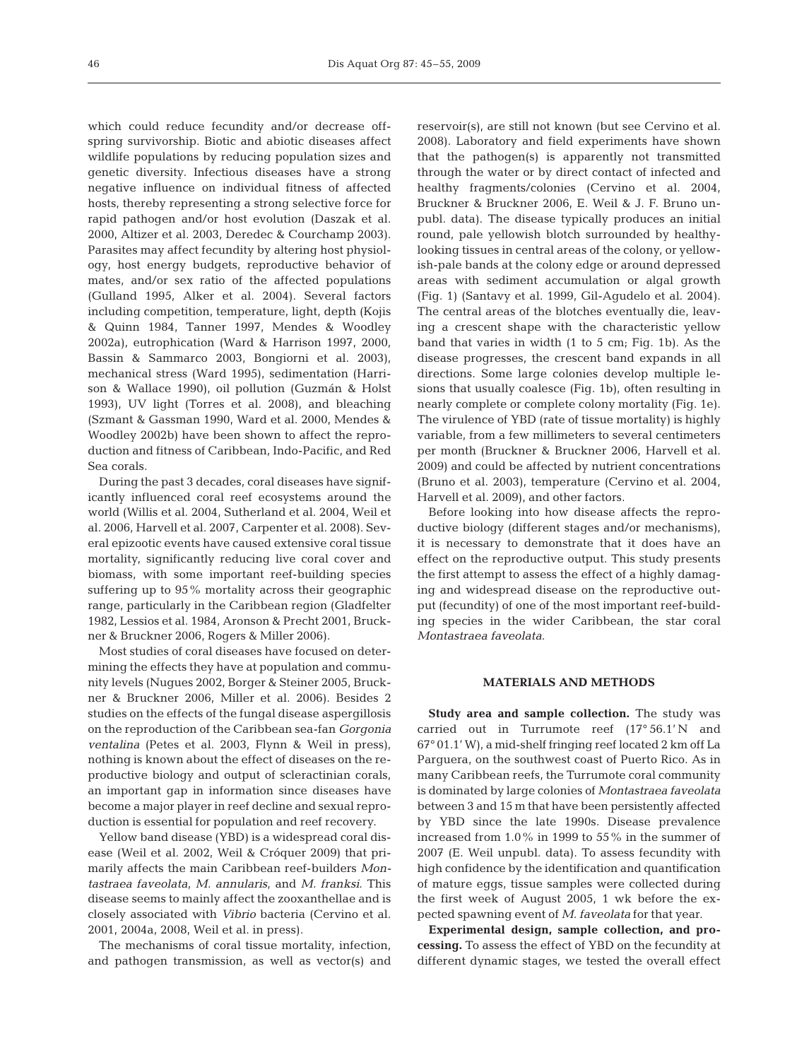which could reduce fecundity and/or decrease offspring survivorship. Biotic and abiotic diseases affect wildlife populations by reducing population sizes and genetic diversity. Infectious diseases have a strong negative influence on individual fitness of affected hosts, thereby representing a strong selective force for rapid pathogen and/or host evolution (Daszak et al. 2000, Altizer et al. 2003, Deredec & Courchamp 2003). Parasites may affect fecundity by altering host physiology, host energy budgets, reproductive behavior of mates, and/or sex ratio of the affected populations (Gulland 1995, Alker et al. 2004). Several factors including competition, temperature, light, depth (Kojis & Quinn 1984, Tanner 1997, Mendes & Woodley 2002a), eutrophication (Ward & Harrison 1997, 2000, Bassin & Sammarco 2003, Bongiorni et al. 2003), mechanical stress (Ward 1995), sedimentation (Harrison & Wallace 1990), oil pollution (Guzmán & Holst 1993), UV light (Torres et al. 2008), and bleaching (Szmant & Gassman 1990, Ward et al. 2000, Mendes & Woodley 2002b) have been shown to affect the reproduction and fitness of Caribbean, Indo-Pacific, and Red Sea corals.

During the past 3 decades, coral diseases have significantly influenced coral reef ecosystems around the world (Willis et al. 2004, Sutherland et al. 2004, Weil et al. 2006, Harvell et al. 2007, Carpenter et al. 2008). Several epizootic events have caused extensive coral tissue mortality, significantly reducing live coral cover and biomass, with some important reef-building species suffering up to 95% mortality across their geographic range, particularly in the Caribbean region (Gladfelter 1982, Lessios et al. 1984, Aronson & Precht 2001, Bruckner & Bruckner 2006, Rogers & Miller 2006).

Most studies of coral diseases have focused on determining the effects they have at population and community levels (Nugues 2002, Borger & Steiner 2005, Bruckner & Bruckner 2006, Miller et al. 2006). Besides 2 studies on the effects of the fungal disease aspergillosis on the reproduction of the Caribbean sea-fan *Gorgonia ventalina* (Petes et al. 2003, Flynn & Weil in press), nothing is known about the effect of diseases on the reproductive biology and output of scleractinian corals, an important gap in information since diseases have become a major player in reef decline and sexual reproduction is essential for population and reef recovery.

Yellow band disease (YBD) is a widespread coral disease (Weil et al. 2002, Weil & Cróquer 2009) that primarily affects the main Caribbean reef-builders *Montastraea faveolata*, *M. annularis*, and *M. franksi*. This disease seems to mainly affect the zooxanthellae and is closely associated with *Vibrio* bacteria (Cervino et al. 2001, 2004a, 2008, Weil et al. in press).

The mechanisms of coral tissue mortality, infection, and pathogen transmission, as well as vector(s) and reservoir(s), are still not known (but see Cervino et al. 2008). Laboratory and field experiments have shown that the pathogen(s) is apparently not transmitted through the water or by direct contact of infected and healthy fragments/colonies (Cervino et al. 2004, Bruckner & Bruckner 2006, E. Weil & J. F. Bruno unpubl. data). The disease typically produces an initial round, pale yellowish blotch surrounded by healthy-looking tissues in central areas of the colony, or yellowish-pale bands at the colony edge or around depressed areas with sediment accumulation or algal growth (Fig. 1) (Santavy et al. 1999, Gil-Agudelo et al. 2004). The central areas of the blotches eventually die, leaving a crescent shape with the characteristic yellow band that varies in width (1 to 5 cm; Fig. 1b). As the disease progresses, the crescent band expands in all directions. Some large colonies develop multiple lesions that usually coalesce (Fig. 1b), often resulting in nearly complete or complete colony mortality (Fig. 1e). The virulence of YBD (rate of tissue mortality) is highly variable, from a few millimeters to several centimeters per month (Bruckner & Bruckner 2006, Harvell et al. 2009) and could be affected by nutrient concentrations (Bruno et al. 2003), temperature (Cervino et al. 2004, Harvell et al. 2009), and other factors.

Before looking into how disease affects the reproductive biology (different stages and/or mechanisms), it is necessary to demonstrate that it does have an effect on the reproductive output. This study presents the first attempt to assess the effect of a highly damaging and widespread disease on the reproductive output (fecundity) of one of the most important reef-building species in the wider Caribbean, the star coral *Montastraea faveolata*.

## MATERIALS AND METHODS

**Study area and sample collection.** The study was carried out in Turrumote reef (17° 56.1' N and 67° 01.1' W), a mid-shelf fringing reef located 2 km off La Parguera, on the southwest coast of Puerto Rico. As in many Caribbean reefs, the Turrumote coral community is dominated by large colonies of *Montastraea faveolata* between 3 and 15 m that have been persistently affected by YBD since the late 1990s. Disease prevalence increased from 1.0% in 1999 to 55% in the summer of 2007 (E. Weil unpubl. data). To assess fecundity with high confidence by the identification and quantification of mature eggs, tissue samples were collected during the first week of August 2005, 1 wk before the expected spawning event of *M. faveolata* for that year.

**Experimental design, sample collection, and processing.** To assess the effect of YBD on the fecundity at different dynamic stages, we tested the overall effect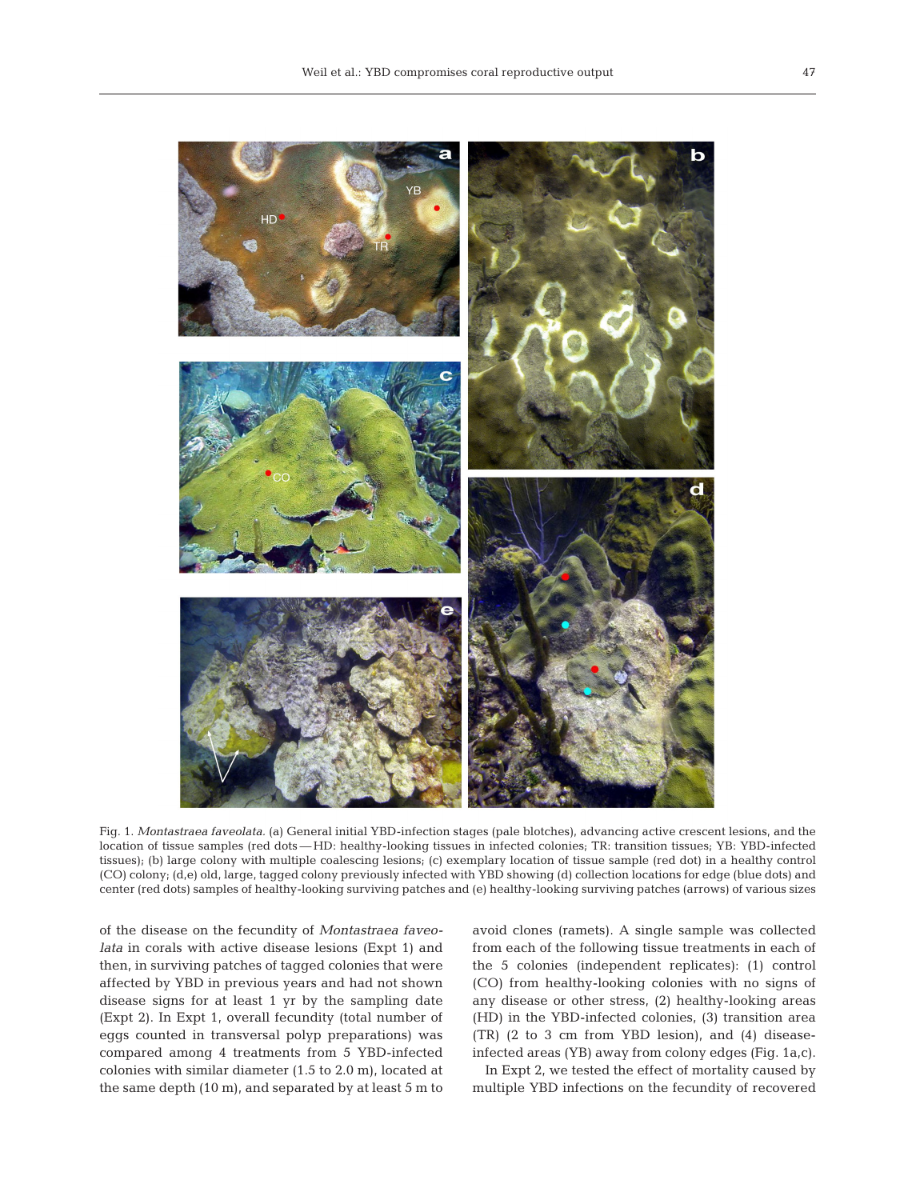Fig. 1. *Montastraea faveolata*. (a) General initial YBD-infection stages (pale blotches), advancing active crescent lesions, and the location of tissue samples (red dots — HD: healthy-looking tissues in infected colonies; TR: transition tissues; YB: YBD-infected tissues); (b) large colony with multiple coalescing lesions; (c) exemplary location of tissue sample (red dot) in a healthy control (CO) colony; (d,e) old, large, tagged colony previously infected with YBD showing (d) collection locations for edge (blue dots) and center (red dots) samples of healthy-looking surviving patches and (e) healthy-looking surviving patches (arrows) of various sizes

of the disease on the fecundity of *Montastraea faveolata* in corals with active disease lesions (Expt 1) and then, in surviving patches of tagged colonies that were affected by YBD in previous years and had not shown disease signs for at least 1 yr by the sampling date (Expt 2). In Expt 1, overall fecundity (total number of eggs counted in transversal polyp preparations) was compared among 4 treatments from 5 YBD-infected colonies with similar diameter (1.5 to 2.0 m), located at the same depth (10 m), and separated by at least 5 m to avoid clones (ramets). A single sample was collected from each of the following tissue treatments in each of the 5 colonies (independent replicates): (1) control (CO) from healthy-looking colonies with no signs of any disease or other stress, (2) healthy-looking areas (HD) in the YBD-infected colonies, (3) transition area (TR) (2 to 3 cm from YBD lesion), and (4) disease-infected areas (YB) away from colony edges (Fig. 1a,c).

In Expt 2, we tested the effect of mortality caused by multiple YBD infections on the fecundity of recovered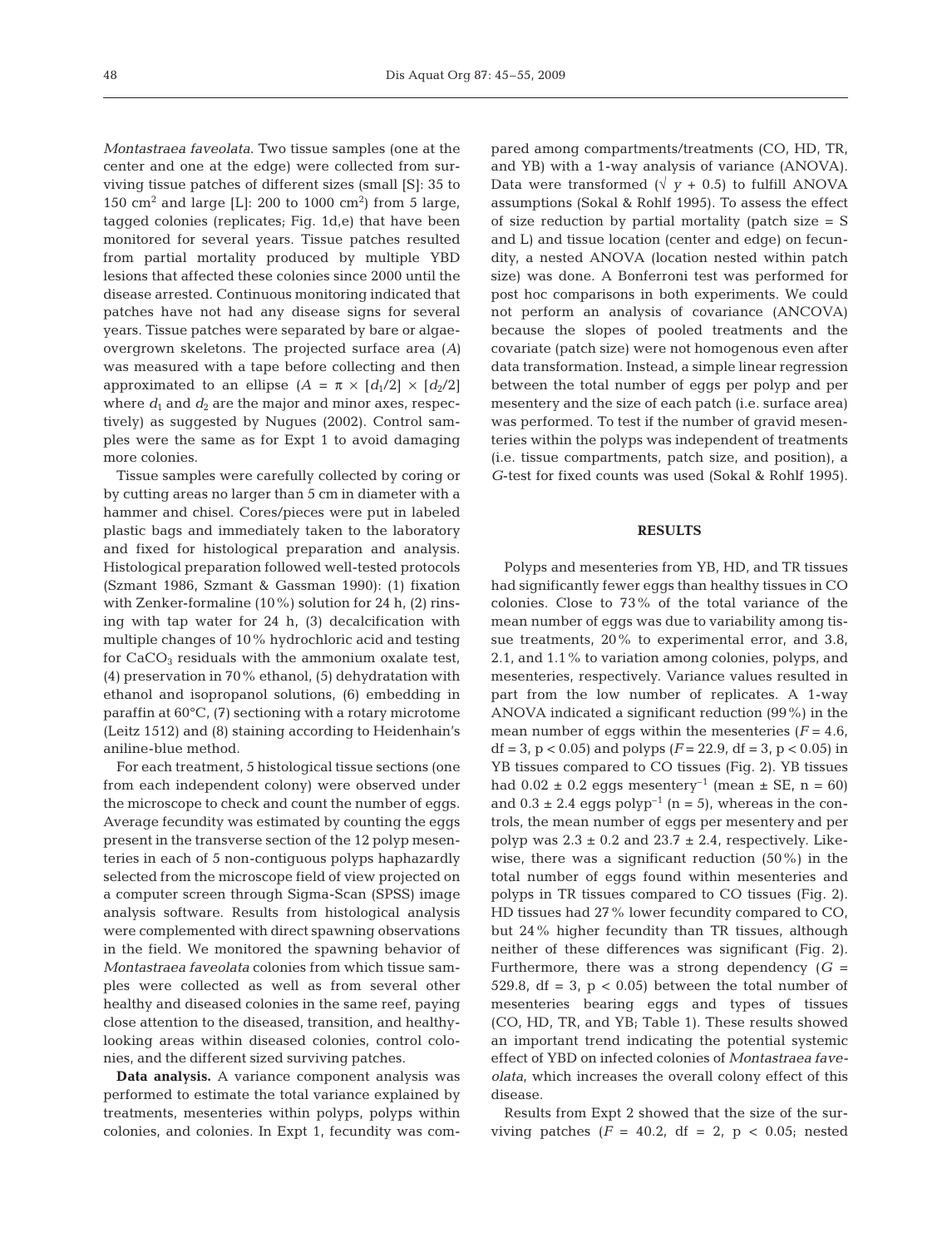*Montastraea faveolata*. Two tissue samples (one at the center and one at the edge) were collected from surviving tissue patches of different sizes (small [S]: 35 to 150 $cm^2$ and large [L]: 200 to 1000 $cm^2$) from 5 large, tagged colonies (replicates; Fig. 1d,e) that have been monitored for several years. Tissue patches resulted from partial mortality produced by multiple YBD lesions that affected these colonies since 2000 until the disease arrested. Continuous monitoring indicated that patches have not had any disease signs for several years. Tissue patches were separated by bare or algae-overgrown skeletons. The projected surface area ($A$) was measured with a tape before collecting and then approximated to an ellipse ($A = \pi \times [d_1/2] \times [d_2/2]$ where $d_1$ and $d_2$ are the major and minor axes, respectively) as suggested by Nugues (2002). Control samples were the same as for Expt 1 to avoid damaging more colonies.

Tissue samples were carefully collected by coring or by cutting areas no larger than 5 cm in diameter with a hammer and chisel. Cores/pieces were put in labeled plastic bags and immediately taken to the laboratory and fixed for histological preparation and analysis. Histological preparation followed well-tested protocols (Szmant 1986, Szmant & Gassman 1990): (1) fixation with Zenker-formaline (10%) solution for 24 h, (2) rinsing with tap water for 24 h, (3) decalcification with multiple changes of 10% hydrochloric acid and testing for $CaCO_3$ residuals with the ammonium oxalate test, (4) preservation in 70% ethanol, (5) dehydratation with ethanol and isopropanol solutions, (6) embedding in paraffin at 60°C, (7) sectioning with a rotary microtome (Leitz 1512) and (8) staining according to Heidenhain's aniline-blue method.

For each treatment, 5 histological tissue sections (one from each independent colony) were observed under the microscope to check and count the number of eggs. Average fecundity was estimated by counting the eggs present in the transverse section of the 12 polyp mesenteries in each of 5 non-contiguous polyps haphazardly selected from the microscope field of view projected on a computer screen through Sigma-Scan (SPSS) image analysis software. Results from histological analysis were complemented with direct spawning observations in the field. We monitored the spawning behavior of *Montastraea faveolata* colonies from which tissue samples were collected as well as from several other healthy and diseased colonies in the same reef, paying close attention to the diseased, transition, and healthy-looking areas within diseased colonies, control colonies, and the different sized surviving patches.

**Data analysis.** A variance component analysis was performed to estimate the total variance explained by treatments, mesenteries within polyps, polyps within colonies, and colonies. In Expt 1, fecundity was compared among compartments/treatments (CO, HD, TR, and YB) with a 1-way analysis of variance (ANOVA). Data were transformed ($\sqrt{y + 0.5}$) to fulfill ANOVA assumptions (Sokal & Rohlf 1995). To assess the effect of size reduction by partial mortality (patch size = S and L) and tissue location (center and edge) on fecundity, a nested ANOVA (location nested within patch size) was done. A Bonferroni test was performed for post hoc comparisons in both experiments. We could not perform an analysis of covariance (ANCOVA) because the slopes of pooled treatments and the covariate (patch size) were not homogenous even after data transformation. Instead, a simple linear regression between the total number of eggs per polyp and per mesentery and the size of each patch (i.e. surface area) was performed. To test if the number of gravid mesenteries within the polyps was independent of treatments (i.e. tissue compartments, patch size, and position), a $G$-test for fixed counts was used (Sokal & Rohlf 1995).

## RESULTS

Polyps and mesenteries from YB, HD, and TR tissues had significantly fewer eggs than healthy tissues in CO colonies. Close to 73% of the total variance of the mean number of eggs was due to variability among tissue treatments, 20% to experimental error, and 3.8, 2.1, and 1.1% to variation among colonies, polyps, and mesenteries, respectively. Variance values resulted in part from the low number of replicates. A 1-way ANOVA indicated a significant reduction (99%) in the mean number of eggs within the mesenteries ($F = 4.6$, df = 3, $p < 0.05$) and polyps ($F = 22.9$, df = 3, $p < 0.05$) in YB tissues compared to CO tissues (Fig. 2). YB tissues had $0.02 \pm 0.2$ eggs mesentery$^{-1}$ (mean ± SE, n = 60) and $0.3 \pm 2.4$ eggs polyp$^{-1}$ (n = 5), whereas in the controls, the mean number of eggs per mesentery and per polyp was $2.3 \pm 0.2$ and $23.7 \pm 2.4$, respectively. Likewise, there was a significant reduction (50%) in the total number of eggs found within mesenteries and polyps in TR tissues compared to CO tissues (Fig. 2). HD tissues had 27% lower fecundity compared to CO, but 24% higher fecundity than TR tissues, although neither of these differences was significant (Fig. 2). Furthermore, there was a strong dependency ($G$ = 529.8, df = 3, $p < 0.05$) between the total number of mesenteries bearing eggs and types of tissues (CO, HD, TR, and YB; Table 1). These results showed an important trend indicating the potential systemic effect of YBD on infected colonies of *Montastraea faveolata*, which increases the overall colony effect of this disease.

Results from Expt 2 showed that the size of the surviving patches ($F = 40.2$, df = 2, $p < 0.05$; nested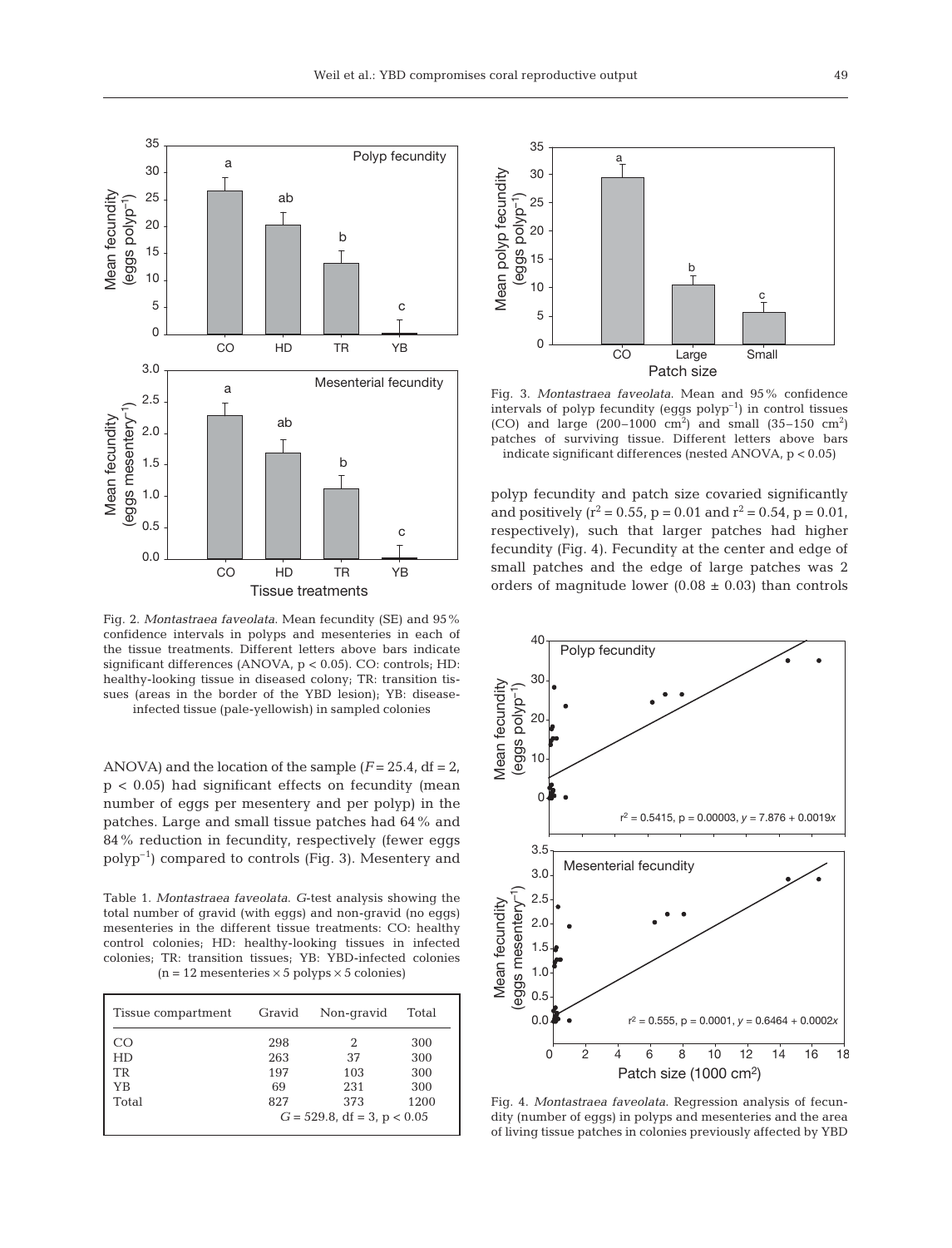Fig. 2. *Montastraea faveolata.* Mean fecundity (SE) and 95% confidence intervals in polyps and mesenteries in each of the tissue treatments. Different letters above bars indicate significant differences (ANOVA, $p < 0.05$). CO: controls; HD: healthy-looking tissue in diseased colony; TR: transition tissues (areas in the border of the YBD lesion); YB: disease-infected tissue (pale-yellowish) in sampled colonies

ANOVA) and the location of the sample ($F = 25.4$, df = 2, $p < 0.05$) had significant effects on fecundity (mean number of eggs per mesentery and per polyp) in the patches. Large and small tissue patches had 64% and 84% reduction in fecundity, respectively (fewer eggs polyp$^{-1}$) compared to controls (Fig. 3). Mesentery and polyp fecundity and patch size covaried significantly and positively ($r^2 = 0.55$, $p = 0.01$ and $r^2 = 0.54$, $p = 0.01$, respectively), such that larger patches had higher fecundity (Fig. 4). Fecundity at the center and edge of small patches and the edge of large patches was 2 orders of magnitude lower ($0.08 \pm 0.03$) than controls

Table 1. *Montastraea faveolata.* *G*-test analysis showing the total number of gravid (with eggs) and non-gravid (no eggs) mesenteries in the different tissue treatments: CO: healthy control colonies; HD: healthy-looking tissues in infected colonies; TR: transition tissues; YB: YBD-infected colonies ($n = 12$ mesenteries $\times$ 5 polyps $\times$ 5 colonies)

| Tissue compartment | Gravid | Non-gravid | Total |
|---|---|---|---|
| CO | 298 | 2 | 300 |
| HD | 263 | 37 | 300 |
| TR | 197 | 103 | 300 |
| YB | 69 | 231 | 300 |
| Total | 827 | 373 | 1200 |
| | $G = 529.8$, df = 3, $p < 0.05$ | | |

Fig. 3. *Montastraea faveolata.* Mean and 95% confidence intervals of polyp fecundity (eggs polyp$^{-1}$) in control tissues (CO) and large (200–1000 cm$^2$) and small (35–150 cm$^2$) patches of surviving tissue. Different letters above bars indicate significant differences (nested ANOVA, $p < 0.05$)

Fig. 4. *Montastraea faveolata.* Regression analysis of fecundity (number of eggs) in polyps and mesenteries and the area of living tissue patches in colonies previously affected by YBD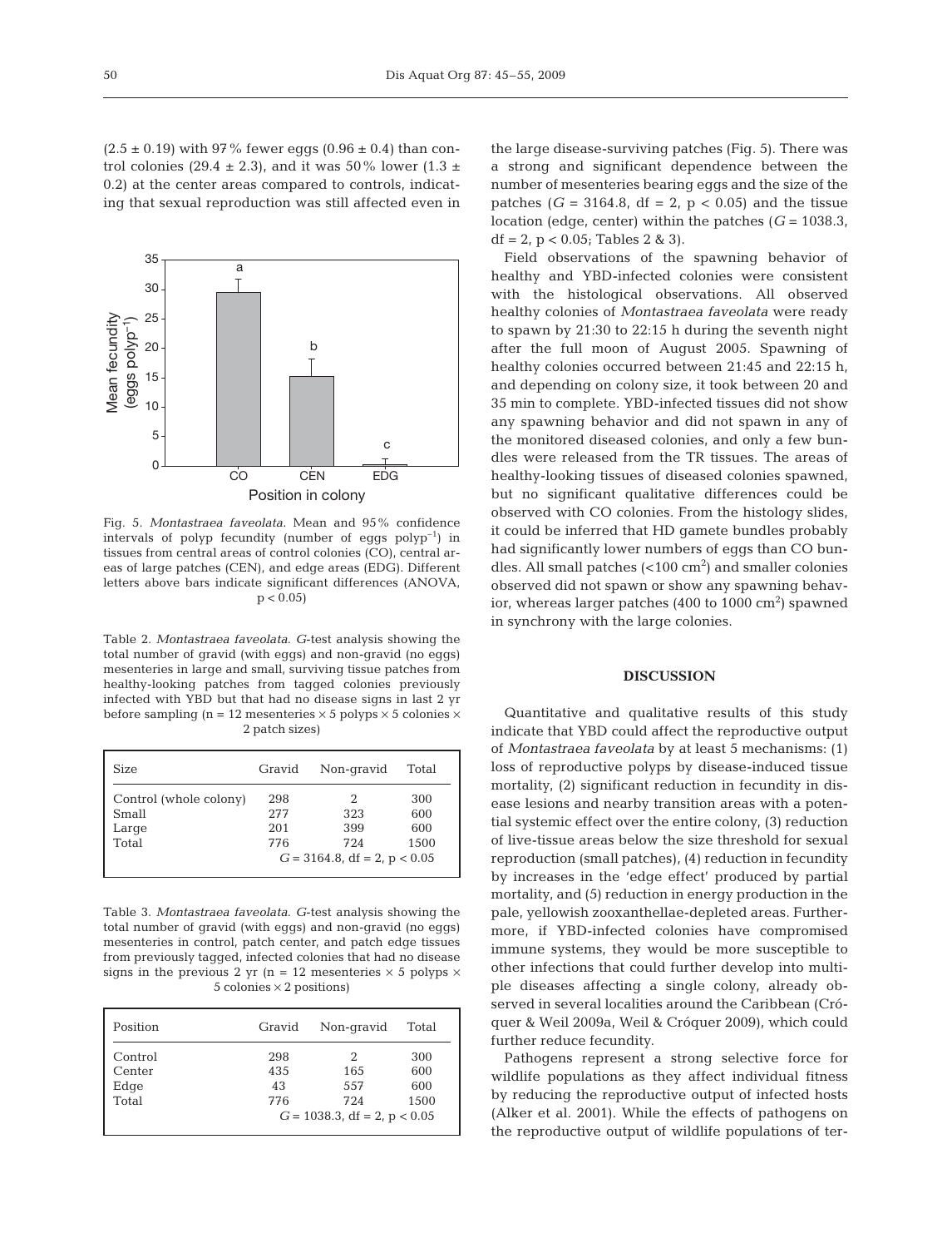(2.5 ± 0.19) with 97% fewer eggs (0.96 ± 0.4) than control colonies (29.4 ± 2.3), and it was 50% lower (1.3 ± 0.2) at the center areas compared to controls, indicating that sexual reproduction was still affected even in the large disease-surviving patches (Fig. 5). There was a strong and significant dependence between the number of mesenteries bearing eggs and the size of the patches ($G$ = 3164.8, df = 2, $p < 0.05$) and the tissue location (edge, center) within the patches ($G$ = 1038.3, df = 2, $p < 0.05$; Tables 2 & 3).

Fig. 5. *Montastraea faveolata*. Mean and 95% confidence intervals of polyp fecundity (number of eggs $polyp^{-1}$) in tissues from central areas of control colonies (CO), central areas of large patches (CEN), and edge areas (EDG). Different letters above bars indicate significant differences (ANOVA, $p < 0.05$)

Table 2. *Montastraea faveolata*. *G*-test analysis showing the total number of gravid (with eggs) and non-gravid (no eggs) mesenteries in large and small, surviving tissue patches from healthy-looking patches from tagged colonies previously infected with YBD but that had no disease signs in last 2 yr before sampling (n = 12 mesenteries × 5 polyps × 5 colonies × 2 patch sizes)

| Size | Gravid | Non-gravid | Total |
|---|---|---|---|
| Control (whole colony) | 298 | 2 | 300 |
| Small | 277 | 323 | 600 |
| Large | 201 | 399 | 600 |
| Total | 776 | 724 | 1500 |
| | $G$ = 3164.8, df = 2, $p < 0.05$ | | |

Table 3. *Montastraea faveolata*. *G*-test analysis showing the total number of gravid (with eggs) and non-gravid (no eggs) mesenteries in control, patch center, and patch edge tissues from previously tagged, infected colonies that had no disease signs in the previous 2 yr (n = 12 mesenteries × 5 polyps × 5 colonies × 2 positions)

| Position | Gravid | Non-gravid | Total |
|---|---|---|---|
| Control | 298 | 2 | 300 |
| Center | 435 | 165 | 600 |
| Edge | 43 | 557 | 600 |
| Total | 776 | 724 | 1500 |
| | $G$ = 1038.3, df = 2, $p < 0.05$ | | |

Field observations of the spawning behavior of healthy and YBD-infected colonies were consistent with the histological observations. All observed healthy colonies of *Montastraea faveolata* were ready to spawn by 21:30 to 22:15 h during the seventh night after the full moon of August 2005. Spawning of healthy colonies occurred between 21:45 and 22:15 h, and depending on colony size, it took between 20 and 35 min to complete. YBD-infected tissues did not show any spawning behavior and did not spawn in any of the monitored diseased colonies, and only a few bundles were released from the TR tissues. The areas of healthy-looking tissues of diseased colonies spawned, but no significant qualitative differences could be observed with CO colonies. From the histology slides, it could be inferred that HD gamete bundles probably had significantly lower numbers of eggs than CO bundles. All small patches (<100 $cm^2$) and smaller colonies observed did not spawn or show any spawning behavior, whereas larger patches (400 to 1000 $cm^2$) spawned in synchrony with the large colonies.

## DISCUSSION

Quantitative and qualitative results of this study indicate that YBD could affect the reproductive output of *Montastraea faveolata* by at least 5 mechanisms: (1) loss of reproductive polyps by disease-induced tissue mortality, (2) significant reduction in fecundity in disease lesions and nearby transition areas with a potential systemic effect over the entire colony, (3) reduction of live-tissue areas below the size threshold for sexual reproduction (small patches), (4) reduction in fecundity by increases in the 'edge effect' produced by partial mortality, and (5) reduction in energy production in the pale, yellowish zooxanthellae-depleted areas. Furthermore, if YBD-infected colonies have compromised immune systems, they would be more susceptible to other infections that could further develop into multiple diseases affecting a single colony, already observed in several localities around the Caribbean (Cróquer & Weil 2009a, Weil & Cróquer 2009), which could further reduce fecundity.

Pathogens represent a strong selective force for wildlife populations as they affect individual fitness by reducing the reproductive output of infected hosts (Alker et al. 2001). While the effects of pathogens on the reproductive output of wildlife populations of ter-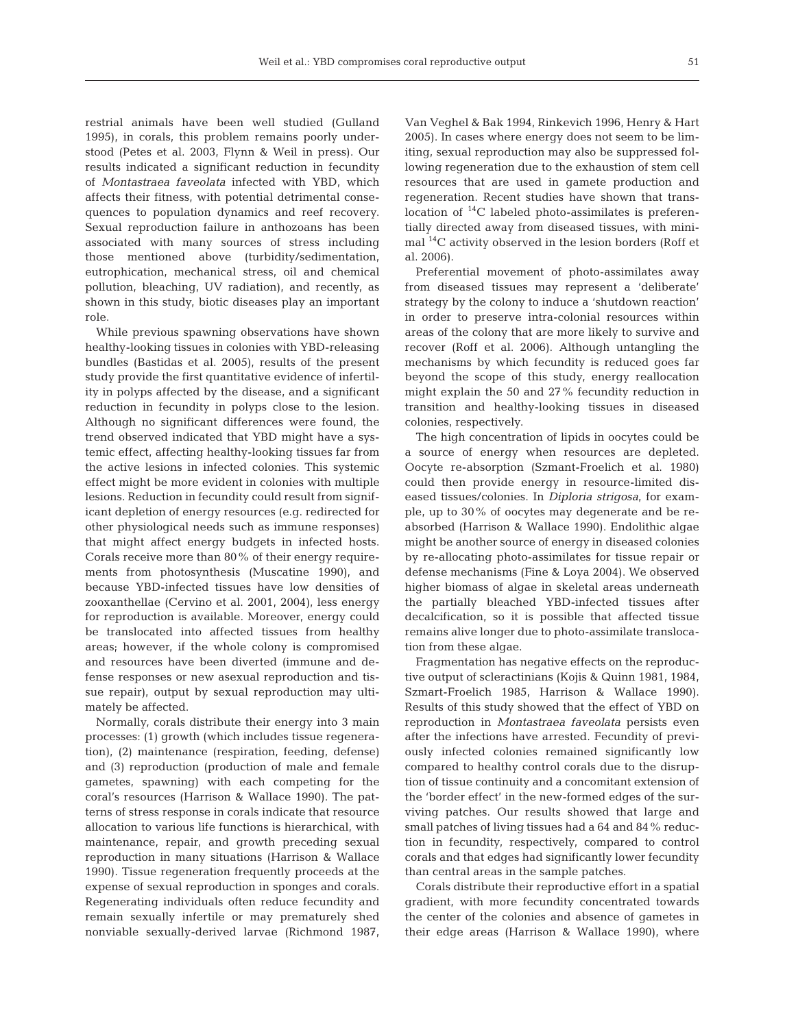restrial animals have been well studied (Gulland 1995), in corals, this problem remains poorly understood (Petes et al. 2003, Flynn & Weil in press). Our results indicated a significant reduction in fecundity of *Montastraea faveolata* infected with YBD, which affects their fitness, with potential detrimental consequences to population dynamics and reef recovery. Sexual reproduction failure in anthozoans has been associated with many sources of stress including those mentioned above (turbidity/sedimentation, eutrophication, mechanical stress, oil and chemical pollution, bleaching, UV radiation), and recently, as shown in this study, biotic diseases play an important role.

While previous spawning observations have shown healthy-looking tissues in colonies with YBD-releasing bundles (Bastidas et al. 2005), results of the present study provide the first quantitative evidence of infertility in polyps affected by the disease, and a significant reduction in fecundity in polyps close to the lesion. Although no significant differences were found, the trend observed indicated that YBD might have a systemic effect, affecting healthy-looking tissues far from the active lesions in infected colonies. This systemic effect might be more evident in colonies with multiple lesions. Reduction in fecundity could result from significant depletion of energy resources (e.g. redirected for other physiological needs such as immune responses) that might affect energy budgets in infected hosts. Corals receive more than 80% of their energy requirements from photosynthesis (Muscatine 1990), and because YBD-infected tissues have low densities of zooxanthellae (Cervino et al. 2001, 2004), less energy for reproduction is available. Moreover, energy could be translocated into affected tissues from healthy areas; however, if the whole colony is compromised and resources have been diverted (immune and defense responses or new asexual reproduction and tissue repair), output by sexual reproduction may ultimately be affected.

Normally, corals distribute their energy into 3 main processes: (1) growth (which includes tissue regeneration), (2) maintenance (respiration, feeding, defense) and (3) reproduction (production of male and female gametes, spawning) with each competing for the coral's resources (Harrison & Wallace 1990). The patterns of stress response in corals indicate that resource allocation to various life functions is hierarchical, with maintenance, repair, and growth preceding sexual reproduction in many situations (Harrison & Wallace 1990). Tissue regeneration frequently proceeds at the expense of sexual reproduction in sponges and corals. Regenerating individuals often reduce fecundity and remain sexually infertile or may prematurely shed nonviable sexually-derived larvae (Richmond 1987, Van Veghel & Bak 1994, Rinkevich 1996, Henry & Hart 2005). In cases where energy does not seem to be limiting, sexual reproduction may also be suppressed following regeneration due to the exhaustion of stem cell resources that are used in gamete production and regeneration. Recent studies have shown that translocation of $^{14}C$ labeled photo-assimilates is preferentially directed away from diseased tissues, with minimal $^{14}C$ activity observed in the lesion borders (Roff et al. 2006).

Preferential movement of photo-assimilates away from diseased tissues may represent a 'deliberate' strategy by the colony to induce a 'shutdown reaction' in order to preserve intra-colonial resources within areas of the colony that are more likely to survive and recover (Roff et al. 2006). Although untangling the mechanisms by which fecundity is reduced goes far beyond the scope of this study, energy reallocation might explain the 50 and 27% fecundity reduction in transition and healthy-looking tissues in diseased colonies, respectively.

The high concentration of lipids in oocytes could be a source of energy when resources are depleted. Oocyte re-absorption (Szmant-Froelich et al. 1980) could then provide energy in resource-limited diseased tissues/colonies. In *Diploria strigosa*, for example, up to 30% of oocytes may degenerate and be reabsorbed (Harrison & Wallace 1990). Endolithic algae might be another source of energy in diseased colonies by re-allocating photo-assimilates for tissue repair or defense mechanisms (Fine & Loya 2004). We observed higher biomass of algae in skeletal areas underneath the partially bleached YBD-infected tissues after decalcification, so it is possible that affected tissue remains alive longer due to photo-assimilate translocation from these algae.

Fragmentation has negative effects on the reproductive output of scleractinians (Kojis & Quinn 1981, 1984, Szmart-Froelich 1985, Harrison & Wallace 1990). Results of this study showed that the effect of YBD on reproduction in *Montastraea faveolata* persists even after the infections have arrested. Fecundity of previously infected colonies remained significantly low compared to healthy control corals due to the disruption of tissue continuity and a concomitant extension of the 'border effect' in the new-formed edges of the surviving patches. Our results showed that large and small patches of living tissues had a 64 and 84% reduction in fecundity, respectively, compared to control corals and that edges had significantly lower fecundity than central areas in the sample patches.

Corals distribute their reproductive effort in a spatial gradient, with more fecundity concentrated towards the center of the colonies and absence of gametes in their edge areas (Harrison & Wallace 1990), where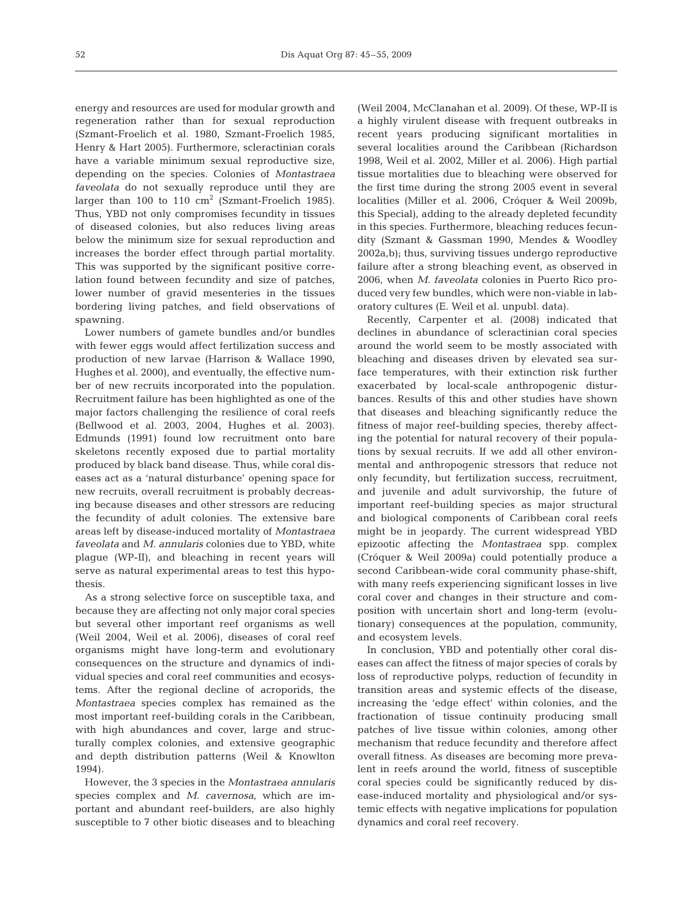energy and resources are used for modular growth and regeneration rather than for sexual reproduction (Szmant-Froelich et al. 1980, Szmant-Froelich 1985, Henry & Hart 2005). Furthermore, scleractinian corals have a variable minimum sexual reproductive size, depending on the species. Colonies of *Montastraea faveolata* do not sexually reproduce until they are larger than 100 to 110 $cm^2$ (Szmant-Froelich 1985). Thus, YBD not only compromises fecundity in tissues of diseased colonies, but also reduces living areas below the minimum size for sexual reproduction and increases the border effect through partial mortality. This was supported by the significant positive correlation found between fecundity and size of patches, lower number of gravid mesenteries in the tissues bordering living patches, and field observations of spawning.

Lower numbers of gamete bundles and/or bundles with fewer eggs would affect fertilization success and production of new larvae (Harrison & Wallace 1990, Hughes et al. 2000), and eventually, the effective number of new recruits incorporated into the population. Recruitment failure has been highlighted as one of the major factors challenging the resilience of coral reefs (Bellwood et al. 2003, 2004, Hughes et al. 2003). Edmunds (1991) found low recruitment onto bare skeletons recently exposed due to partial mortality produced by black band disease. Thus, while coral diseases act as a 'natural disturbance' opening space for new recruits, overall recruitment is probably decreasing because diseases and other stressors are reducing the fecundity of adult colonies. The extensive bare areas left by disease-induced mortality of *Montastraea faveolata* and *M. annularis* colonies due to YBD, white plague (WP-II), and bleaching in recent years will serve as natural experimental areas to test this hypothesis.

As a strong selective force on susceptible taxa, and because they are affecting not only major coral species but several other important reef organisms as well (Weil 2004, Weil et al. 2006), diseases of coral reef organisms might have long-term and evolutionary consequences on the structure and dynamics of individual species and coral reef communities and ecosystems. After the regional decline of acroporids, the *Montastraea* species complex has remained as the most important reef-building corals in the Caribbean, with high abundances and cover, large and structurally complex colonies, and extensive geographic and depth distribution patterns (Weil & Knowlton 1994).

However, the 3 species in the *Montastraea annularis* species complex and *M. cavernosa*, which are important and abundant reef-builders, are also highly susceptible to 7 other biotic diseases and to bleaching (Weil 2004, McClanahan et al. 2009). Of these, WP-II is a highly virulent disease with frequent outbreaks in recent years producing significant mortalities in several localities around the Caribbean (Richardson 1998, Weil et al. 2002, Miller et al. 2006). High partial tissue mortalities due to bleaching were observed for the first time during the strong 2005 event in several localities (Miller et al. 2006, Cróquer & Weil 2009b, this Special), adding to the already depleted fecundity in this species. Furthermore, bleaching reduces fecundity (Szmant & Gassman 1990, Mendes & Woodley 2002a,b); thus, surviving tissues undergo reproductive failure after a strong bleaching event, as observed in 2006, when *M. faveolata* colonies in Puerto Rico produced very few bundles, which were non-viable in laboratory cultures (E. Weil et al. unpubl. data).

Recently, Carpenter et al. (2008) indicated that declines in abundance of scleractinian coral species around the world seem to be mostly associated with bleaching and diseases driven by elevated sea surface temperatures, with their extinction risk further exacerbated by local-scale anthropogenic disturbances. Results of this and other studies have shown that diseases and bleaching significantly reduce the fitness of major reef-building species, thereby affecting the potential for natural recovery of their populations by sexual recruits. If we add all other environmental and anthropogenic stressors that reduce not only fecundity, but fertilization success, recruitment, and juvenile and adult survivorship, the future of important reef-building species as major structural and biological components of Caribbean coral reefs might be in jeopardy. The current widespread YBD epizootic affecting the *Montastraea* spp. complex (Cróquer & Weil 2009a) could potentially produce a second Caribbean-wide coral community phase-shift, with many reefs experiencing significant losses in live coral cover and changes in their structure and composition with uncertain short and long-term (evolutionary) consequences at the population, community, and ecosystem levels.

In conclusion, YBD and potentially other coral diseases can affect the fitness of major species of corals by loss of reproductive polyps, reduction of fecundity in transition areas and systemic effects of the disease, increasing the 'edge effect' within colonies, and the fractionation of tissue continuity producing small patches of live tissue within colonies, among other mechanism that reduce fecundity and therefore affect overall fitness. As diseases are becoming more prevalent in reefs around the world, fitness of susceptible coral species could be significantly reduced by disease-induced mortality and physiological and/or systemic effects with negative implications for population dynamics and coral reef recovery.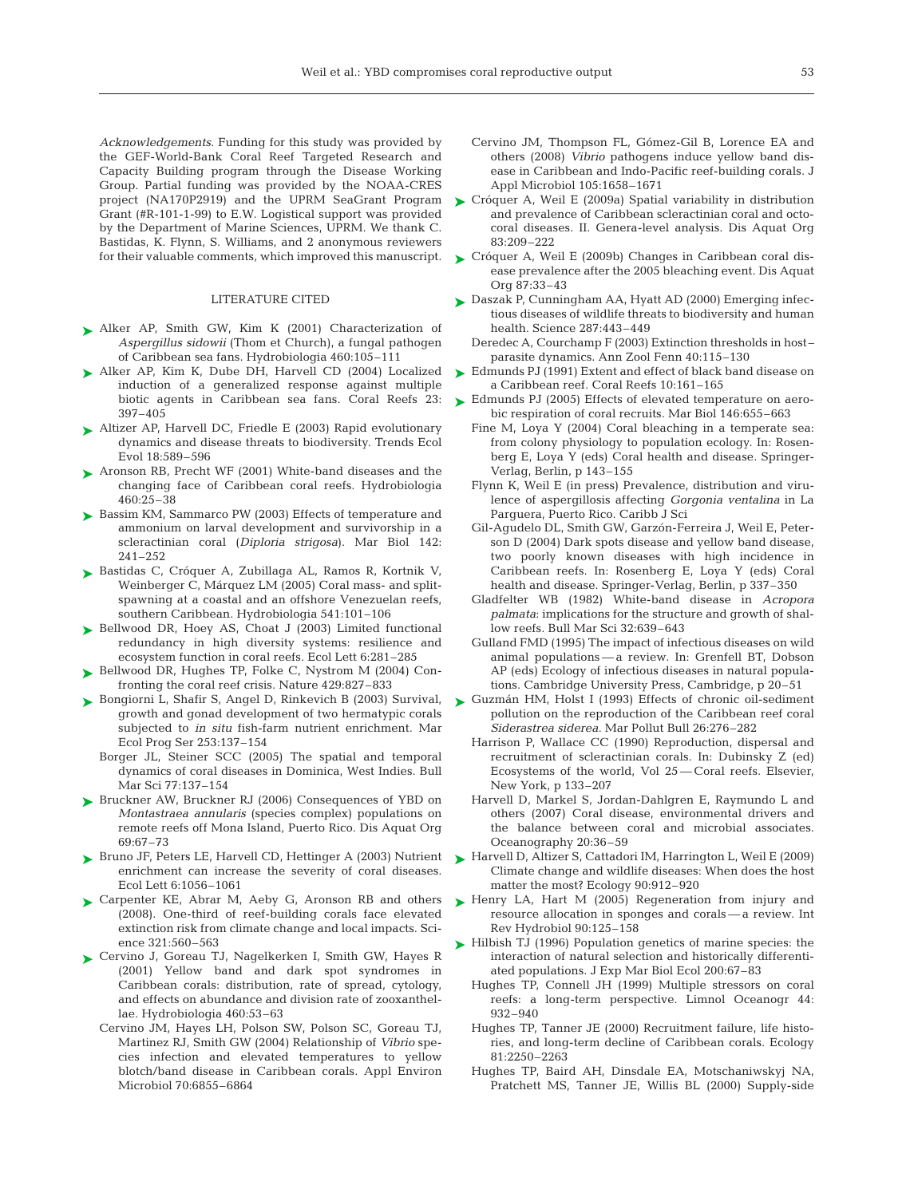*Acknowledgements.* Funding for this study was provided by the GEF-World-Bank Coral Reef Targeted Research and Capacity Building program through the Disease Working Group. Partial funding was provided by the NOAA-CRES project (NA170P2919) and the UPRM SeaGrant Program Grant (#R-101-1-99) to E.W. Logistical support was provided by the Department of Marine Sciences, UPRM. We thank C. Bastidas, K. Flynn, S. Williams, and 2 anonymous reviewers for their valuable comments, which improved this manuscript.

## LITERATURE CITED

- Alker AP, Smith GW, Kim K (2001) Characterization of *Aspergillus sidowii* (Thom et Church), a fungal pathogen of Caribbean sea fans. Hydrobiologia 460:105–111
- Alker AP, Kim K, Dube DH, Harvell CD (2004) Localized induction of a generalized response against multiple biotic agents in Caribbean sea fans. Coral Reefs 23: 397–405
- Altizer AP, Harvell DC, Friedle E (2003) Rapid evolutionary dynamics and disease threats to biodiversity. Trends Ecol Evol 18:589–596
- Aronson RB, Precht WF (2001) White-band diseases and the changing face of Caribbean coral reefs. Hydrobiologia 460:25–38
- Bassim KM, Sammarco PW (2003) Effects of temperature and ammonium on larval development and survivorship in a scleractinian coral (*Diploria strigosa*). Mar Biol 142: 241–252
- Bastidas C, Cróquer A, Zubillaga AL, Ramos R, Kortnik V, Weinberger C, Márquez LM (2005) Coral mass- and split-spawning at a coastal and an offshore Venezuelan reefs, southern Caribbean. Hydrobiologia 541:101–106
- Bellwood DR, Hoey AS, Choat J (2003) Limited functional redundancy in high diversity systems: resilience and ecosystem function in coral reefs. Ecol Lett 6:281–285
- Bellwood DR, Hughes TP, Folke C, Nystrom M (2004) Confronting the coral reef crisis. Nature 429:827–833
- Bongiorni L, Shafir S, Angel D, Rinkevich B (2003) Survival, growth and gonad development of two hermatypic corals subjected to *in situ* fish-farm nutrient enrichment. Mar Ecol Prog Ser 253:137–154
- Borger JL, Steiner SCC (2005) The spatial and temporal dynamics of coral diseases in Dominica, West Indies. Bull Mar Sci 77:137–154
- Bruckner AW, Bruckner RJ (2006) Consequences of YBD on *Montastraea annularis* (species complex) populations on remote reefs off Mona Island, Puerto Rico. Dis Aquat Org 69:67–73
- Bruno JF, Peters LE, Harvell CD, Hettinger A (2003) Nutrient enrichment can increase the severity of coral diseases. Ecol Lett 6:1056–1061
- Carpenter KE, Abrar M, Aeby G, Aronson RB and others (2008). One-third of reef-building corals face elevated extinction risk from climate change and local impacts. Science 321:560–563
- Cervino J, Goreau TJ, Nagelkerken I, Smith GW, Hayes R (2001) Yellow band and dark spot syndromes in Caribbean corals: distribution, rate of spread, cytology, and effects on abundance and division rate of zooxanthellae. Hydrobiologia 460:53–63
- Cervino JM, Hayes LH, Polson SW, Polson SC, Goreau TJ, Martinez RJ, Smith GW (2004) Relationship of *Vibrio* species infection and elevated temperatures to yellow blotch/band disease in Caribbean corals. Appl Environ Microbiol 70:6855–6864
- Cervino JM, Thompson FL, Gómez-Gil B, Lorence EA and others (2008) *Vibrio* pathogens induce yellow band disease in Caribbean and Indo-Pacific reef-building corals. J Appl Microbiol 105:1658–1671
- Cróquer A, Weil E (2009a) Spatial variability in distribution and prevalence of Caribbean scleractinian coral and octocoral diseases. II. Genera-level analysis. Dis Aquat Org 83:209–222
- Cróquer A, Weil E (2009b) Changes in Caribbean coral disease prevalence after the 2005 bleaching event. Dis Aquat Org 87:33–43
- Daszak P, Cunningham AA, Hyatt AD (2000) Emerging infectious diseases of wildlife threats to biodiversity and human health. Science 287:443–449
- Deredec A, Courchamp F (2003) Extinction thresholds in host–parasite dynamics. Ann Zool Fenn 40:115–130
- Edmunds PJ (1991) Extent and effect of black band disease on a Caribbean reef. Coral Reefs 10:161–165
- Edmunds PJ (2005) Effects of elevated temperature on aerobic respiration of coral recruits. Mar Biol 146:655–663
- Fine M, Loya Y (2004) Coral bleaching in a temperate sea: from colony physiology to population ecology. In: Rosenberg E, Loya Y (eds) Coral health and disease. Springer-Verlag, Berlin, p 143–155
- Flynn K, Weil E (in press) Prevalence, distribution and virulence of aspergillosis affecting *Gorgonia ventalina* in La Parguera, Puerto Rico. Caribb J Sci
- Gil-Agudelo DL, Smith GW, Garzón-Ferreira J, Weil E, Peterson D (2004) Dark spots disease and yellow band disease, two poorly known diseases with high incidence in Caribbean reefs. In: Rosenberg E, Loya Y (eds) Coral health and disease. Springer-Verlag, Berlin, p 337–350
- Gladfelter WB (1982) White-band disease in *Acropora palmata*: implications for the structure and growth of shallow reefs. Bull Mar Sci 32:639–643
- Gulland FMD (1995) The impact of infectious diseases on wild animal populations — a review. In: Grenfell BT, Dobson AP (eds) Ecology of infectious diseases in natural populations. Cambridge University Press, Cambridge, p 20–51
- Guzmán HM, Holst I (1993) Effects of chronic oil-sediment pollution on the reproduction of the Caribbean reef coral *Siderastrea siderea*. Mar Pollut Bull 26:276–282
- Harrison P, Wallace CC (1990) Reproduction, dispersal and recruitment of scleractinian corals. In: Dubinsky Z (ed) Ecosystems of the world, Vol 25 — Coral reefs. Elsevier, New York, p 133–207
- Harvell D, Markel S, Jordan-Dahlgren E, Raymundo L and others (2007) Coral disease, environmental drivers and the balance between coral and microbial associates. Oceanography 20:36–59
- Harvell D, Altizer S, Cattadori IM, Harrington L, Weil E (2009) Climate change and wildlife diseases: When does the host matter the most? Ecology 90:912–920
- Henry LA, Hart M (2005) Regeneration from injury and resource allocation in sponges and corals — a review. Int Rev Hydrobiol 90:125–158
- Hilbish TJ (1996) Population genetics of marine species: the interaction of natural selection and historically differentiated populations. J Exp Mar Biol Ecol 200:67–83
- Hughes TP, Connell JH (1999) Multiple stressors on coral reefs: a long-term perspective. Limnol Oceanogr 44: 932–940
- Hughes TP, Tanner JE (2000) Recruitment failure, life histories, and long-term decline of Caribbean corals. Ecology 81:2250–2263
- Hughes TP, Baird AH, Dinsdale EA, Motschaniwskyj NA, Pratchett MS, Tanner JE, Willis BL (2000) Supply-side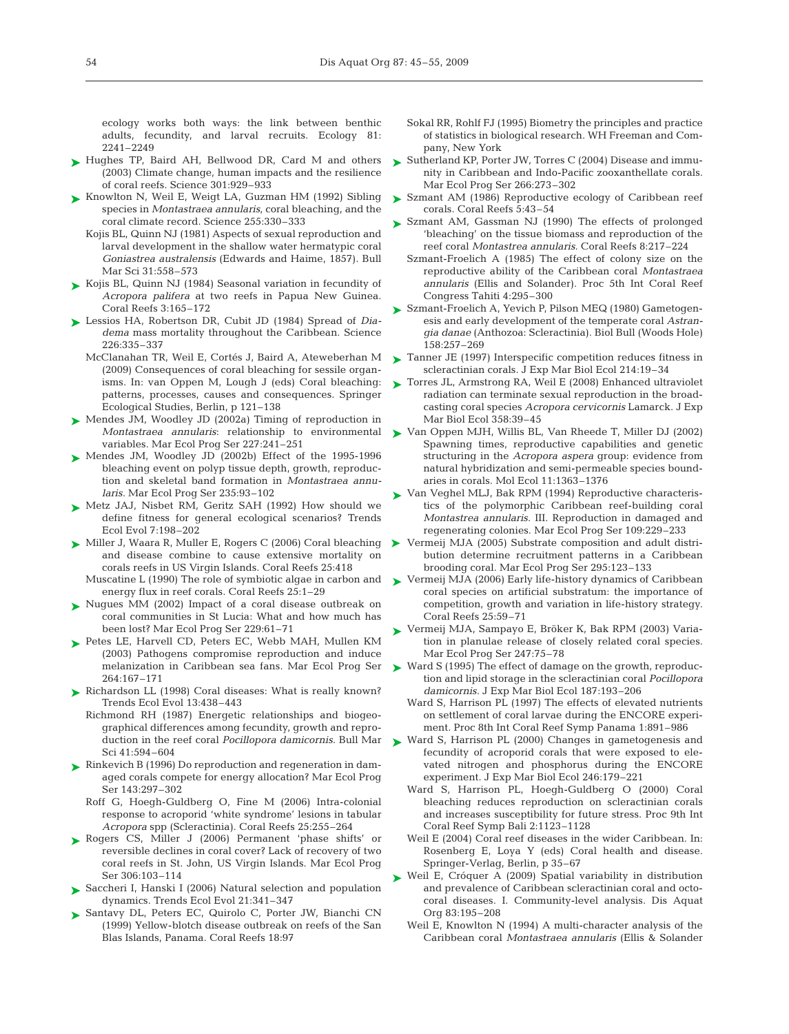ecology works both ways: the link between benthic adults, fecundity, and larval recruits. Ecology 81: 2241–2249

Hughes TP, Baird AH, Bellwood DR, Card M and others (2003) Climate change, human impacts and the resilience of coral reefs. Science 301:929–933

Knowlton N, Weil E, Weigt LA, Guzman HM (1992) Sibling species in *Montastraea annularis*, coral bleaching, and the coral climate record. Science 255:330–333

Kojis BL, Quinn NJ (1981) Aspects of sexual reproduction and larval development in the shallow water hermatypic coral *Goniastrea australensis* (Edwards and Haime, 1857). Bull Mar Sci 31:558–573

Kojis BL, Quinn NJ (1984) Seasonal variation in fecundity of *Acropora palifera* at two reefs in Papua New Guinea. Coral Reefs 3:165–172

Lessios HA, Robertson DR, Cubit JD (1984) Spread of *Diadema* mass mortality throughout the Caribbean. Science 226:335–337

McClanahan TR, Weil E, Cortés J, Baird A, Ateweberhan M (2009) Consequences of coral bleaching for sessile organisms. In: van Oppen M, Lough J (eds) Coral bleaching: patterns, processes, causes and consequences. Springer Ecological Studies, Berlin, p 121–138

Mendes JM, Woodley JD (2002a) Timing of reproduction in *Montastraea annularis*: relationship to environmental variables. Mar Ecol Prog Ser 227:241–251

Mendes JM, Woodley JD (2002b) Effect of the 1995-1996 bleaching event on polyp tissue depth, growth, reproduction and skeletal band formation in *Montastraea annularis*. Mar Ecol Prog Ser 235:93–102

Metz JAJ, Nisbet RM, Geritz SAH (1992) How should we define fitness for general ecological scenarios? Trends Ecol Evol 7:198–202

Miller J, Waara R, Muller E, Rogers C (2006) Coral bleaching and disease combine to cause extensive mortality on corals reefs in US Virgin Islands. Coral Reefs 25:418

Muscatine L (1990) The role of symbiotic algae in carbon and energy flux in reef corals. Coral Reefs 25:1–29

Nugues MM (2002) Impact of a coral disease outbreak on coral communities in St Lucia: What and how much has been lost? Mar Ecol Prog Ser 229:61–71

Petes LE, Harvell CD, Peters EC, Webb MAH, Mullen KM (2003) Pathogens compromise reproduction and induce melanization in Caribbean sea fans. Mar Ecol Prog Ser 264:167–171

Richardson LL (1998) Coral diseases: What is really known? Trends Ecol Evol 13:438–443

Richmond RH (1987) Energetic relationships and biogeographical differences among fecundity, growth and reproduction in the reef coral *Pocillopora damicornis.* Bull Mar Sci 41:594–604

Rinkevich B (1996) Do reproduction and regeneration in damaged corals compete for energy allocation? Mar Ecol Prog Ser 143:297–302

Roff G, Hoegh-Guldberg O, Fine M (2006) Intra-colonial response to acroporid 'white syndrome' lesions in tabular *Acropora* spp (Scleractinia). Coral Reefs 25:255–264

Rogers CS, Miller J (2006) Permanent 'phase shifts' or reversible declines in coral cover? Lack of recovery of two coral reefs in St. John, US Virgin Islands. Mar Ecol Prog Ser 306:103–114

Saccheri I, Hanski I (2006) Natural selection and population dynamics. Trends Ecol Evol 21:341–347

Santavy DL, Peters EC, Quirolo C, Porter JW, Bianchi CN (1999) Yellow-blotch disease outbreak on reefs of the San Blas Islands, Panama. Coral Reefs 18:97

Sokal RR, Rohlf FJ (1995) Biometry the principles and practice of statistics in biological research. WH Freeman and Company, New York

Sutherland KP, Porter JW, Torres C (2004) Disease and immunity in Caribbean and Indo-Pacific zooxanthellate corals. Mar Ecol Prog Ser 266:273–302

Szmant AM (1986) Reproductive ecology of Caribbean reef corals. Coral Reefs 5:43–54

Szmant AM, Gassman NJ (1990) The effects of prolonged 'bleaching' on the tissue biomass and reproduction of the reef coral *Montastrea annularis*. Coral Reefs 8:217–224

Szmant-Froelich A (1985) The effect of colony size on the reproductive ability of the Caribbean coral *Montastraea annularis* (Ellis and Solander). Proc 5th Int Coral Reef Congress Tahiti 4:295–300

Szmant-Froelich A, Yevich P, Pilson MEQ (1980) Gametogenesis and early development of the temperate coral *Astrangia danae* (Anthozoa: Scleractinia). Biol Bull (Woods Hole) 158:257–269

Tanner JE (1997) Interspecific competition reduces fitness in scleractinian corals. J Exp Mar Biol Ecol 214:19–34

Torres JL, Armstrong RA, Weil E (2008) Enhanced ultraviolet radiation can terminate sexual reproduction in the broadcasting coral species *Acropora cervicornis* Lamarck. J Exp Mar Biol Ecol 358:39–45

Van Oppen MJH, Willis BL, Van Rheede T, Miller DJ (2002) Spawning times, reproductive capabilities and genetic structuring in the *Acropora aspera* group: evidence from natural hybridization and semi-permeable species boundaries in corals. Mol Ecol 11:1363–1376

Van Veghel MLJ, Bak RPM (1994) Reproductive characteristics of the polymorphic Caribbean reef-building coral *Montastrea annularis*. III. Reproduction in damaged and regenerating colonies. Mar Ecol Prog Ser 109:229–233

Vermeij MJA (2005) Substrate composition and adult distribution determine recruitment patterns in a Caribbean brooding coral. Mar Ecol Prog Ser 295:123–133

Vermeij MJA (2006) Early life-history dynamics of Caribbean coral species on artificial substratum: the importance of competition, growth and variation in life-history strategy. Coral Reefs 25:59–71

Vermeij MJA, Sampayo E, Bröker K, Bak RPM (2003) Variation in planulae release of closely related coral species. Mar Ecol Prog Ser 247:75–78

Ward S (1995) The effect of damage on the growth, reproduction and lipid storage in the scleractinian coral *Pocillopora damicornis.* J Exp Mar Biol Ecol 187:193–206

Ward S, Harrison PL (1997) The effects of elevated nutrients on settlement of coral larvae during the ENCORE experiment. Proc 8th Int Coral Reef Symp Panama 1:891–986

Ward S, Harrison PL (2000) Changes in gametogenesis and fecundity of acroporid corals that were exposed to elevated nitrogen and phosphorus during the ENCORE experiment. J Exp Mar Biol Ecol 246:179–221

Ward S, Harrison PL, Hoegh-Guldberg O (2000) Coral bleaching reduces reproduction on scleractinian corals and increases susceptibility for future stress. Proc 9th Int Coral Reef Symp Bali 2:1123–1128

Weil E (2004) Coral reef diseases in the wider Caribbean. In: Rosenberg E, Loya Y (eds) Coral health and disease. Springer-Verlag, Berlin, p 35–67

Weil E, Cróquer A (2009) Spatial variability in distribution and prevalence of Caribbean scleractinian coral and octocoral diseases. I. Community-level analysis. Dis Aquat Org 83:195–208

Weil E, Knowlton N (1994) A multi-character analysis of the Caribbean coral *Montastraea annularis* (Ellis & Solander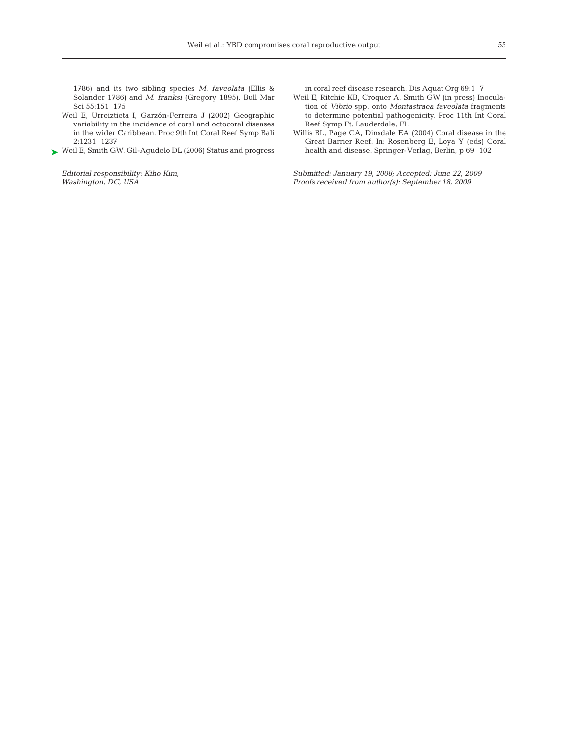1786) and its two sibling species *M. faveolata* (Ellis & Solander 1786) and *M. franksi* (Gregory 1895). Bull Mar Sci 55:151–175

Weil E, Urreiztieta I, Garzón-Ferreira J (2002) Geographic variability in the incidence of coral and octocoral diseases in the wider Caribbean. Proc 9th Int Coral Reef Symp Bali 2:1231–1237

Weil E, Smith GW, Gil-Agudelo DL (2006) Status and progress in coral reef disease research. Dis Aquat Org 69:1–7

Weil E, Ritchie KB, Croquer A, Smith GW (in press) Inoculation of *Vibrio* spp. onto *Montastraea faveolata* fragments to determine potential pathogenicity. Proc 11th Int Coral Reef Symp Ft. Lauderdale, FL

Willis BL, Page CA, Dinsdale EA (2004) Coral disease in the Great Barrier Reef. In: Rosenberg E, Loya Y (eds) Coral health and disease. Springer-Verlag, Berlin, p 69–102

*Editorial responsibility: Kiho Kim, Washington, DC, USA*

*Submitted: January 19, 2008; Accepted: June 22, 2009*
*Proofs received from author(s): September 18, 2009*